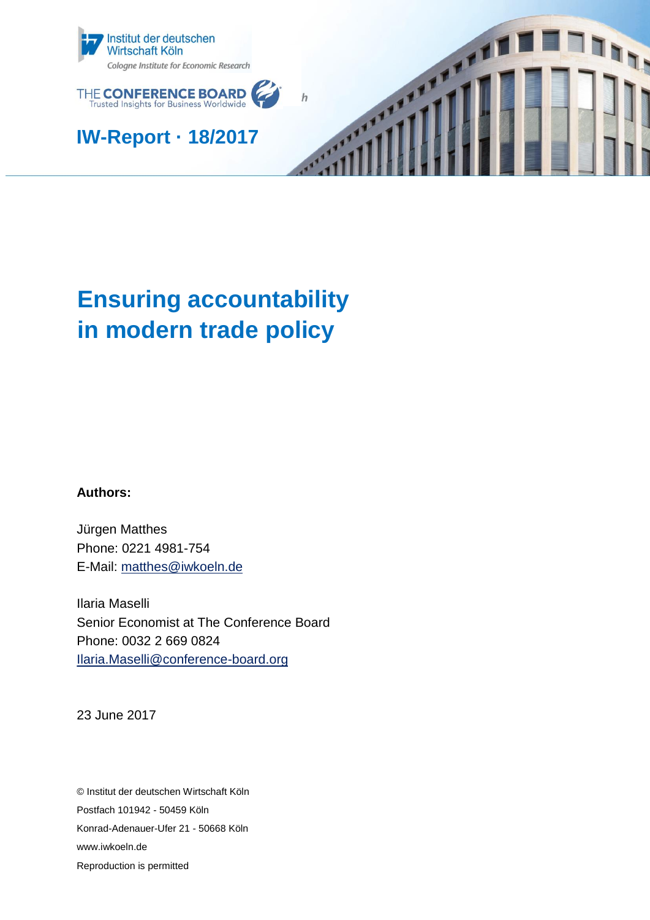Institut der deutschen Wirtschaft Köln

Cologne Institute for Economic Research

THE CONFERENCE BOARD

Trusted Insights for Business Worldwide

**IW-Report · 18/2017**

# Ensuring accountability in modern trade policy

**Authors:**

Jürgen Matthes
Phone: 0221 4981-754
E-Mail: matthes@iwkoeln.de

Ilaria Maselli
Senior Economist at The Conference Board
Phone: 0032 2 669 0824
Ilaria.Maselli@conference-board.org

23 June 2017

© Institut der deutschen Wirtschaft Köln
Postfach 101942 - 50459 Köln
Konrad-Adenauer-Ufer 21 - 50668 Köln
www.iwkoeln.de
Reproduction is permitted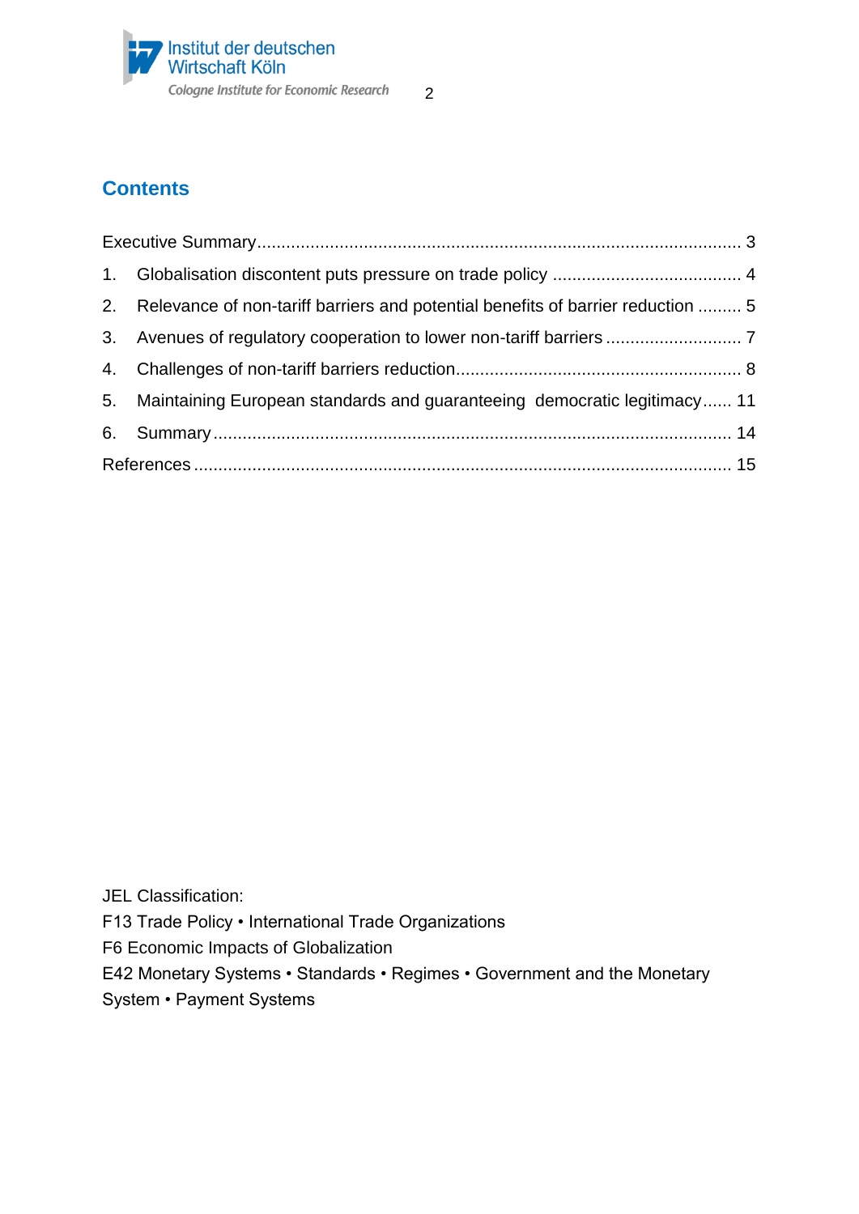## Contents

Executive Summary ........................................................................................................ 3

1. Globalisation discontent puts pressure on trade policy ........................................ 4
2. Relevance of non-tariff barriers and potential benefits of barrier reduction ......... 5
3. Avenues of regulatory cooperation to lower non-tariff barriers ............................ 7
4. Challenges of non-tariff barriers reduction............................................................ 8
5. Maintaining European standards and guaranteeing democratic legitimacy...... 11
6. Summary ............................................................................................................ 14

References .................................................................................................................. 15

JEL Classification:
F13 Trade Policy • International Trade Organizations
F6 Economic Impacts of Globalization
E42 Monetary Systems • Standards • Regimes • Government and the Monetary System • Payment Systems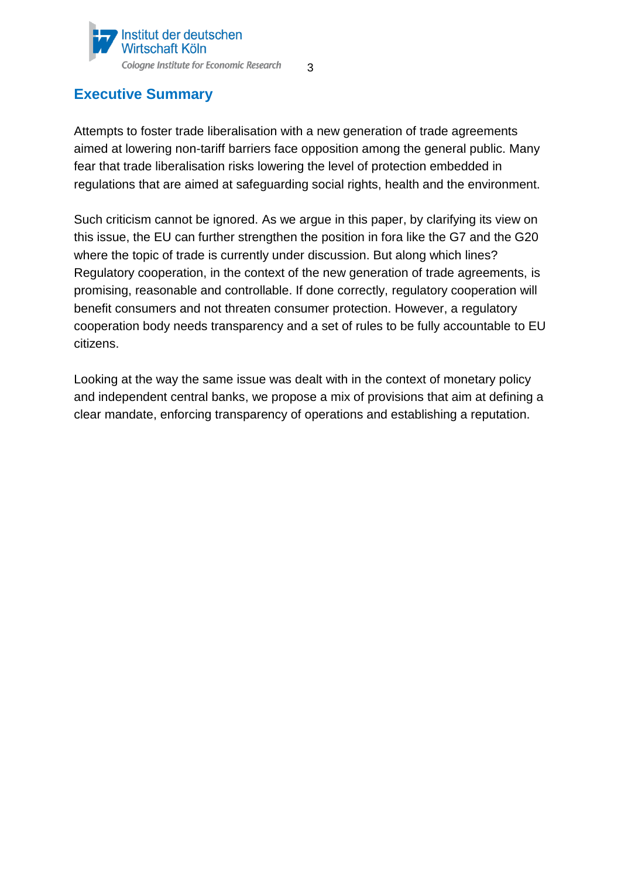## Executive Summary

Attempts to foster trade liberalisation with a new generation of trade agreements aimed at lowering non-tariff barriers face opposition among the general public. Many fear that trade liberalisation risks lowering the level of protection embedded in regulations that are aimed at safeguarding social rights, health and the environment.

Such criticism cannot be ignored. As we argue in this paper, by clarifying its view on this issue, the EU can further strengthen the position in fora like the G7 and the G20 where the topic of trade is currently under discussion. But along which lines? Regulatory cooperation, in the context of the new generation of trade agreements, is promising, reasonable and controllable. If done correctly, regulatory cooperation will benefit consumers and not threaten consumer protection. However, a regulatory cooperation body needs transparency and a set of rules to be fully accountable to EU citizens.

Looking at the way the same issue was dealt with in the context of monetary policy and independent central banks, we propose a mix of provisions that aim at defining a clear mandate, enforcing transparency of operations and establishing a reputation.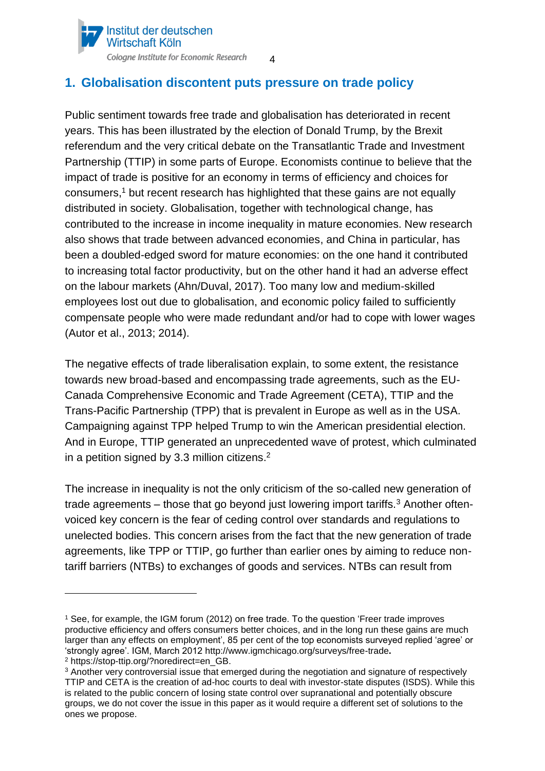## 1. Globalisation discontent puts pressure on trade policy

Public sentiment towards free trade and globalisation has deteriorated in recent years. This has been illustrated by the election of Donald Trump, by the Brexit referendum and the very critical debate on the Transatlantic Trade and Investment Partnership (TTIP) in some parts of Europe. Economists continue to believe that the impact of trade is positive for an economy in terms of efficiency and choices for consumers,[1] but recent research has highlighted that these gains are not equally distributed in society. Globalisation, together with technological change, has contributed to the increase in income inequality in mature economies. New research also shows that trade between advanced economies, and China in particular, has been a doubled-edged sword for mature economies: on the one hand it contributed to increasing total factor productivity, but on the other hand it had an adverse effect on the labour markets (Ahn/Duval, 2017). Too many low and medium-skilled employees lost out due to globalisation, and economic policy failed to sufficiently compensate people who were made redundant and/or had to cope with lower wages (Autor et al., 2013; 2014).

The negative effects of trade liberalisation explain, to some extent, the resistance towards new broad-based and encompassing trade agreements, such as the EU-Canada Comprehensive Economic and Trade Agreement (CETA), TTIP and the Trans-Pacific Partnership (TPP) that is prevalent in Europe as well as in the USA. Campaigning against TPP helped Trump to win the American presidential election. And in Europe, TTIP generated an unprecedented wave of protest, which culminated in a petition signed by 3.3 million citizens.[2]

The increase in inequality is not the only criticism of the so-called new generation of trade agreements – those that go beyond just lowering import tariffs.[3] Another often-voiced key concern is the fear of ceding control over standards and regulations to unelected bodies. This concern arises from the fact that the new generation of trade agreements, like TPP or TTIP, go further than earlier ones by aiming to reduce non-tariff barriers (NTBs) to exchanges of goods and services. NTBs can result from

---

[1] See, for example, the IGM forum (2012) on free trade. To the question 'Freer trade improves productive efficiency and offers consumers better choices, and in the long run these gains are much larger than any effects on employment', 85 per cent of the top economists surveyed replied 'agree' or 'strongly agree'. IGM, March 2012 http://www.igmchicago.org/surveys/free-trade**.**

[2] https://stop-ttip.org/?noredirect=en_GB.

[3] Another very controversial issue that emerged during the negotiation and signature of respectively TTIP and CETA is the creation of ad-hoc courts to deal with investor-state disputes (ISDS). While this is related to the public concern of losing state control over supranational and potentially obscure groups, we do not cover the issue in this paper as it would require a different set of solutions to the ones we propose.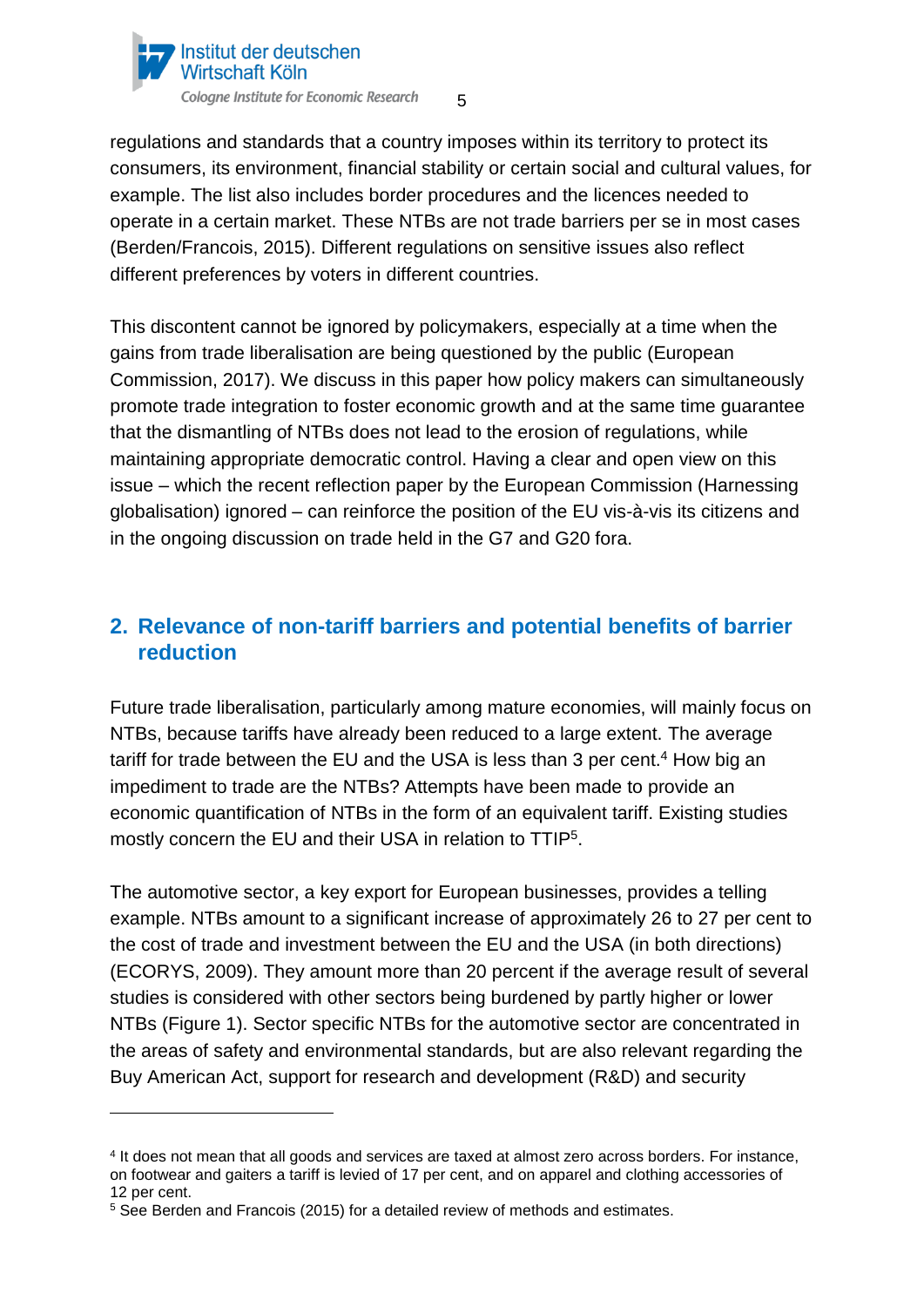regulations and standards that a country imposes within its territory to protect its consumers, its environment, financial stability or certain social and cultural values, for example. The list also includes border procedures and the licences needed to operate in a certain market. These NTBs are not trade barriers per se in most cases (Berden/Francois, 2015). Different regulations on sensitive issues also reflect different preferences by voters in different countries.

This discontent cannot be ignored by policymakers, especially at a time when the gains from trade liberalisation are being questioned by the public (European Commission, 2017). We discuss in this paper how policy makers can simultaneously promote trade integration to foster economic growth and at the same time guarantee that the dismantling of NTBs does not lead to the erosion of regulations, while maintaining appropriate democratic control. Having a clear and open view on this issue – which the recent reflection paper by the European Commission (Harnessing globalisation) ignored – can reinforce the position of the EU vis-à-vis its citizens and in the ongoing discussion on trade held in the G7 and G20 fora.

## 2. Relevance of non-tariff barriers and potential benefits of barrier reduction

Future trade liberalisation, particularly among mature economies, will mainly focus on NTBs, because tariffs have already been reduced to a large extent. The average tariff for trade between the EU and the USA is less than 3 per cent.[4] How big an impediment to trade are the NTBs? Attempts have been made to provide an economic quantification of NTBs in the form of an equivalent tariff. Existing studies mostly concern the EU and their USA in relation to TTIP[5].

The automotive sector, a key export for European businesses, provides a telling example. NTBs amount to a significant increase of approximately 26 to 27 per cent to the cost of trade and investment between the EU and the USA (in both directions) (ECORYS, 2009). They amount more than 20 percent if the average result of several studies is considered with other sectors being burdened by partly higher or lower NTBs (Figure 1). Sector specific NTBs for the automotive sector are concentrated in the areas of safety and environmental standards, but are also relevant regarding the Buy American Act, support for research and development (R&D) and security

---

[4] It does not mean that all goods and services are taxed at almost zero across borders. For instance, on footwear and gaiters a tariff is levied of 17 per cent, and on apparel and clothing accessories of 12 per cent.

[5] See Berden and Francois (2015) for a detailed review of methods and estimates.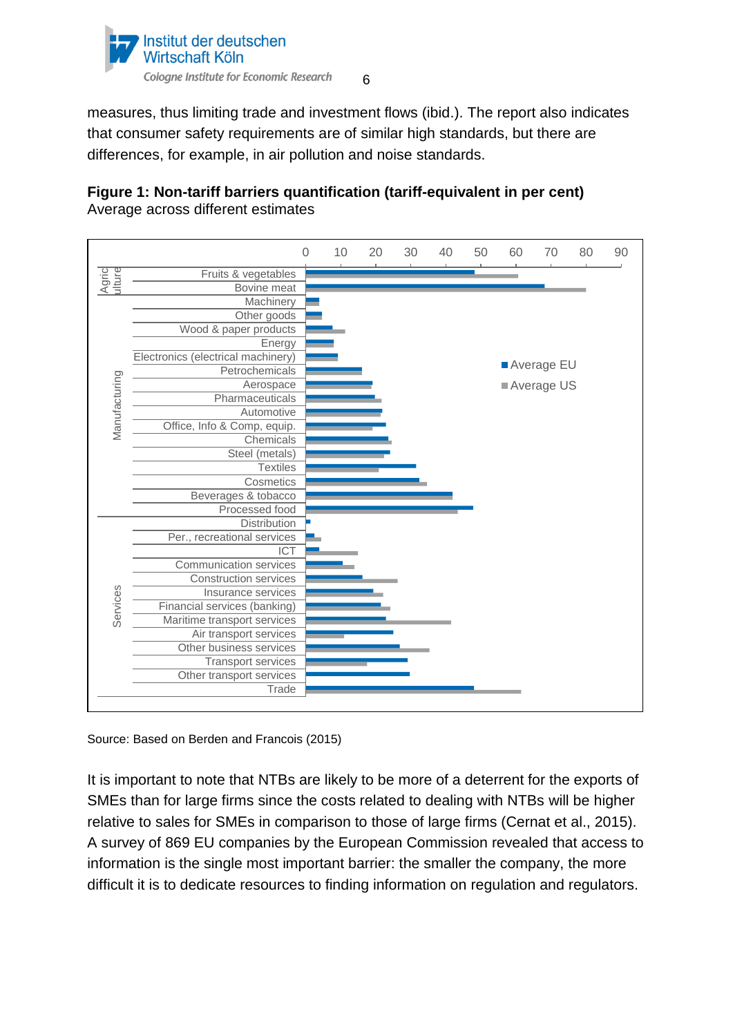measures, thus limiting trade and investment flows (ibid.). The report also indicates that consumer safety requirements are of similar high standards, but there are differences, for example, in air pollution and noise standards.

**Figure 1: Non-tariff barriers quantification (tariff-equivalent in per cent)**
Average across different estimates

Source: Based on Berden and Francois (2015)

It is important to note that NTBs are likely to be more of a deterrent for the exports of SMEs than for large firms since the costs related to dealing with NTBs will be higher relative to sales for SMEs in comparison to those of large firms (Cernat et al., 2015). A survey of 869 EU companies by the European Commission revealed that access to information is the single most important barrier: the smaller the company, the more difficult it is to dedicate resources to finding information on regulation and regulators.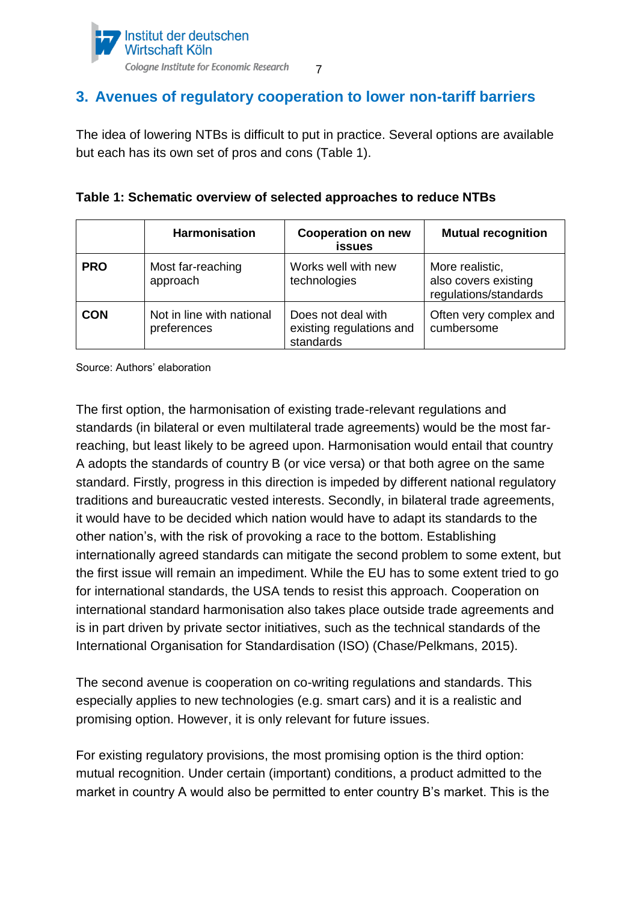## 3. Avenues of regulatory cooperation to lower non-tariff barriers

The idea of lowering NTBs is difficult to put in practice. Several options are available but each has its own set of pros and cons (Table 1).

**Table 1: Schematic overview of selected approaches to reduce NTBs**

| | Harmonisation | Cooperation on new issues | Mutual recognition |
|---|---|---|---|
| **PRO** | Most far-reaching approach | Works well with new technologies | More realistic, also covers existing regulations/standards |
| **CON** | Not in line with national preferences | Does not deal with existing regulations and standards | Often very complex and cumbersome |

Source: Authors' elaboration

The first option, the harmonisation of existing trade-relevant regulations and standards (in bilateral or even multilateral trade agreements) would be the most far-reaching, but least likely to be agreed upon. Harmonisation would entail that country A adopts the standards of country B (or vice versa) or that both agree on the same standard. Firstly, progress in this direction is impeded by different national regulatory traditions and bureaucratic vested interests. Secondly, in bilateral trade agreements, it would have to be decided which nation would have to adapt its standards to the other nation's, with the risk of provoking a race to the bottom. Establishing internationally agreed standards can mitigate the second problem to some extent, but the first issue will remain an impediment. While the EU has to some extent tried to go for international standards, the USA tends to resist this approach. Cooperation on international standard harmonisation also takes place outside trade agreements and is in part driven by private sector initiatives, such as the technical standards of the International Organisation for Standardisation (ISO) (Chase/Pelkmans, 2015).

The second avenue is cooperation on co-writing regulations and standards. This especially applies to new technologies (e.g. smart cars) and it is a realistic and promising option. However, it is only relevant for future issues.

For existing regulatory provisions, the most promising option is the third option: mutual recognition. Under certain (important) conditions, a product admitted to the market in country A would also be permitted to enter country B's market. This is the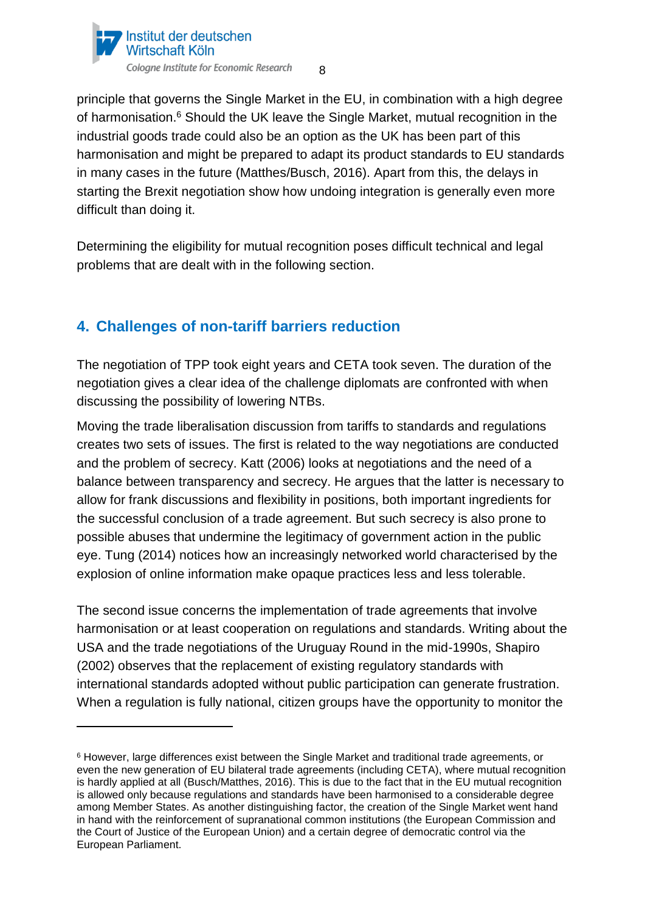principle that governs the Single Market in the EU, in combination with a high degree of harmonisation.[6] Should the UK leave the Single Market, mutual recognition in the industrial goods trade could also be an option as the UK has been part of this harmonisation and might be prepared to adapt its product standards to EU standards in many cases in the future (Matthes/Busch, 2016). Apart from this, the delays in starting the Brexit negotiation show how undoing integration is generally even more difficult than doing it.

Determining the eligibility for mutual recognition poses difficult technical and legal problems that are dealt with in the following section.

## 4. Challenges of non-tariff barriers reduction

The negotiation of TPP took eight years and CETA took seven. The duration of the negotiation gives a clear idea of the challenge diplomats are confronted with when discussing the possibility of lowering NTBs.

Moving the trade liberalisation discussion from tariffs to standards and regulations creates two sets of issues. The first is related to the way negotiations are conducted and the problem of secrecy. Katt (2006) looks at negotiations and the need of a balance between transparency and secrecy. He argues that the latter is necessary to allow for frank discussions and flexibility in positions, both important ingredients for the successful conclusion of a trade agreement. But such secrecy is also prone to possible abuses that undermine the legitimacy of government action in the public eye. Tung (2014) notices how an increasingly networked world characterised by the explosion of online information make opaque practices less and less tolerable.

The second issue concerns the implementation of trade agreements that involve harmonisation or at least cooperation on regulations and standards. Writing about the USA and the trade negotiations of the Uruguay Round in the mid-1990s, Shapiro (2002) observes that the replacement of existing regulatory standards with international standards adopted without public participation can generate frustration. When a regulation is fully national, citizen groups have the opportunity to monitor the

---

[6] However, large differences exist between the Single Market and traditional trade agreements, or even the new generation of EU bilateral trade agreements (including CETA), where mutual recognition is hardly applied at all (Busch/Matthes, 2016). This is due to the fact that in the EU mutual recognition is allowed only because regulations and standards have been harmonised to a considerable degree among Member States. As another distinguishing factor, the creation of the Single Market went hand in hand with the reinforcement of supranational common institutions (the European Commission and the Court of Justice of the European Union) and a certain degree of democratic control via the European Parliament.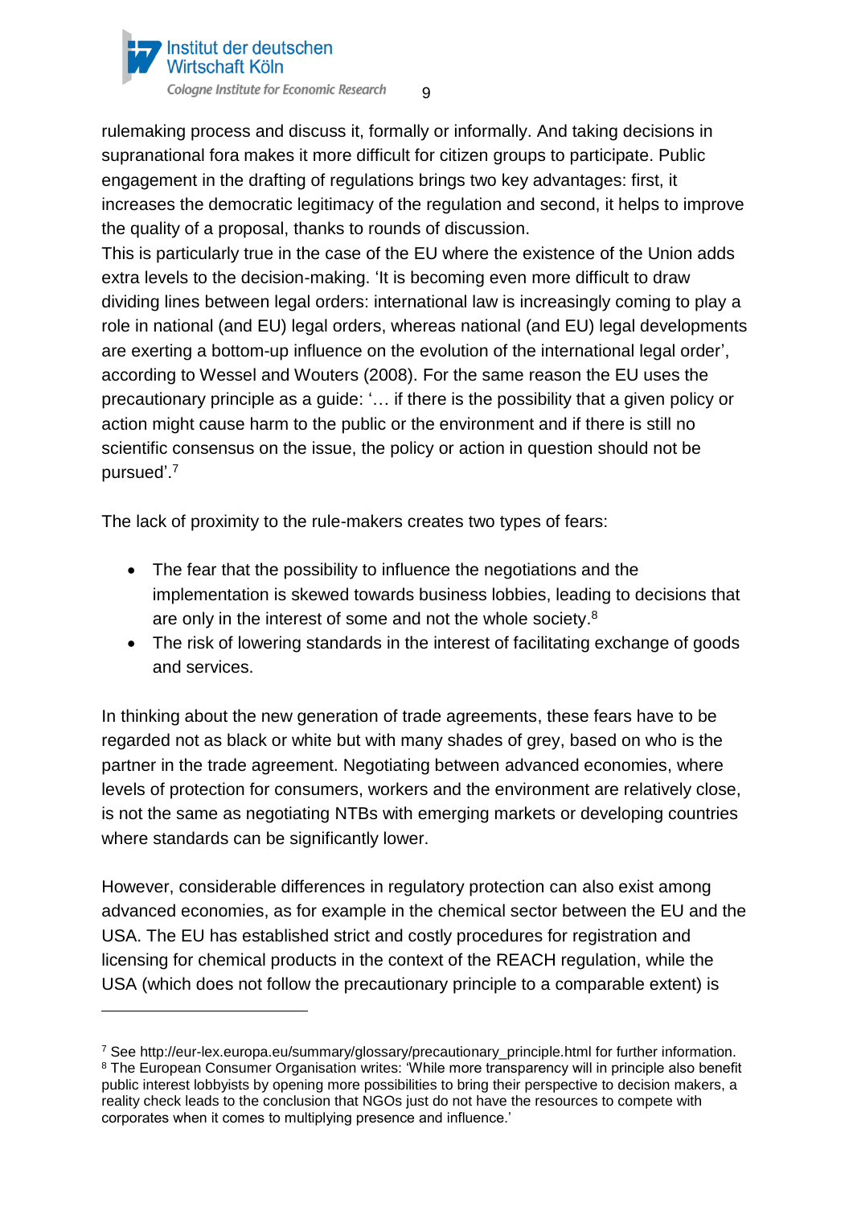rulemaking process and discuss it, formally or informally. And taking decisions in supranational fora makes it more difficult for citizen groups to participate. Public engagement in the drafting of regulations brings two key advantages: first, it increases the democratic legitimacy of the regulation and second, it helps to improve the quality of a proposal, thanks to rounds of discussion.
This is particularly true in the case of the EU where the existence of the Union adds extra levels to the decision-making. 'It is becoming even more difficult to draw dividing lines between legal orders: international law is increasingly coming to play a role in national (and EU) legal orders, whereas national (and EU) legal developments are exerting a bottom-up influence on the evolution of the international legal order', according to Wessel and Wouters (2008). For the same reason the EU uses the precautionary principle as a guide: '… if there is the possibility that a given policy or action might cause harm to the public or the environment and if there is still no scientific consensus on the issue, the policy or action in question should not be pursued'.[7]

The lack of proximity to the rule-makers creates two types of fears:

- The fear that the possibility to influence the negotiations and the implementation is skewed towards business lobbies, leading to decisions that are only in the interest of some and not the whole society.[8]
- The risk of lowering standards in the interest of facilitating exchange of goods and services.

In thinking about the new generation of trade agreements, these fears have to be regarded not as black or white but with many shades of grey, based on who is the partner in the trade agreement. Negotiating between advanced economies, where levels of protection for consumers, workers and the environment are relatively close, is not the same as negotiating NTBs with emerging markets or developing countries where standards can be significantly lower.

However, considerable differences in regulatory protection can also exist among advanced economies, as for example in the chemical sector between the EU and the USA. The EU has established strict and costly procedures for registration and licensing for chemical products in the context of the REACH regulation, while the USA (which does not follow the precautionary principle to a comparable extent) is

---

[7] See http://eur-lex.europa.eu/summary/glossary/precautionary_principle.html for further information.
[8] The European Consumer Organisation writes: 'While more transparency will in principle also benefit public interest lobbyists by opening more possibilities to bring their perspective to decision makers, a reality check leads to the conclusion that NGOs just do not have the resources to compete with corporates when it comes to multiplying presence and influence.'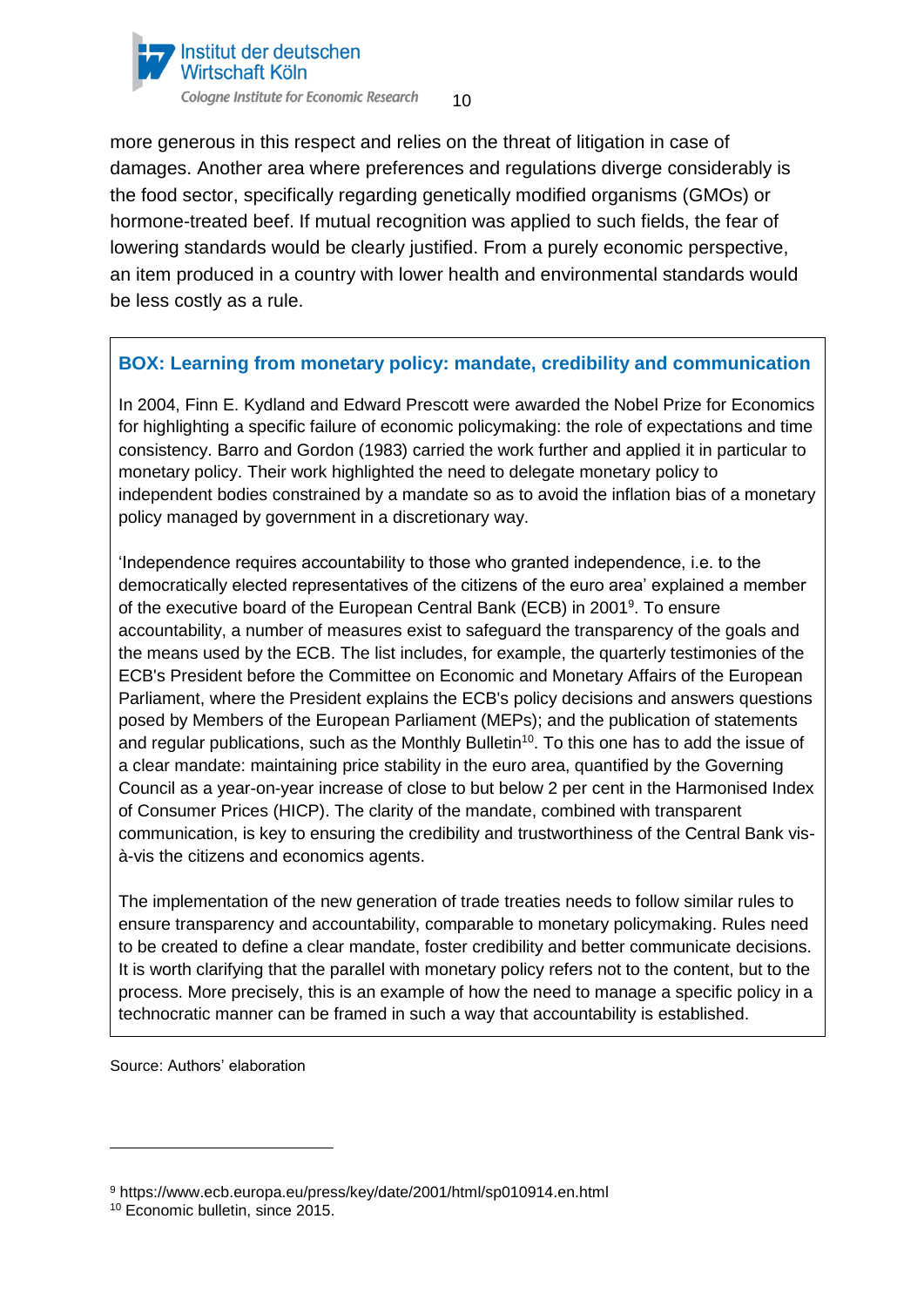more generous in this respect and relies on the threat of litigation in case of damages. Another area where preferences and regulations diverge considerably is the food sector, specifically regarding genetically modified organisms (GMOs) or hormone-treated beef. If mutual recognition was applied to such fields, the fear of lowering standards would be clearly justified. From a purely economic perspective, an item produced in a country with lower health and environmental standards would be less costly as a rule.

### BOX: Learning from monetary policy: mandate, credibility and communication

In 2004, Finn E. Kydland and Edward Prescott were awarded the Nobel Prize for Economics for highlighting a specific failure of economic policymaking: the role of expectations and time consistency. Barro and Gordon (1983) carried the work further and applied it in particular to monetary policy. Their work highlighted the need to delegate monetary policy to independent bodies constrained by a mandate so as to avoid the inflation bias of a monetary policy managed by government in a discretionary way.

'Independence requires accountability to those who granted independence, i.e. to the democratically elected representatives of the citizens of the euro area' explained a member of the executive board of the European Central Bank (ECB) in 2001[9]. To ensure accountability, a number of measures exist to safeguard the transparency of the goals and the means used by the ECB. The list includes, for example, the quarterly testimonies of the ECB's President before the Committee on Economic and Monetary Affairs of the European Parliament, where the President explains the ECB's policy decisions and answers questions posed by Members of the European Parliament (MEPs); and the publication of statements and regular publications, such as the Monthly Bulletin[10]. To this one has to add the issue of a clear mandate: maintaining price stability in the euro area, quantified by the Governing Council as a year-on-year increase of close to but below 2 per cent in the Harmonised Index of Consumer Prices (HICP). The clarity of the mandate, combined with transparent communication, is key to ensuring the credibility and trustworthiness of the Central Bank vis-à-vis the citizens and economics agents.

The implementation of the new generation of trade treaties needs to follow similar rules to ensure transparency and accountability, comparable to monetary policymaking. Rules need to be created to define a clear mandate, foster credibility and better communicate decisions. It is worth clarifying that the parallel with monetary policy refers not to the content, but to the process. More precisely, this is an example of how the need to manage a specific policy in a technocratic manner can be framed in such a way that accountability is established.

Source: Authors' elaboration

---

[9] https://www.ecb.europa.eu/press/key/date/2001/html/sp010914.en.html

[10] Economic bulletin, since 2015.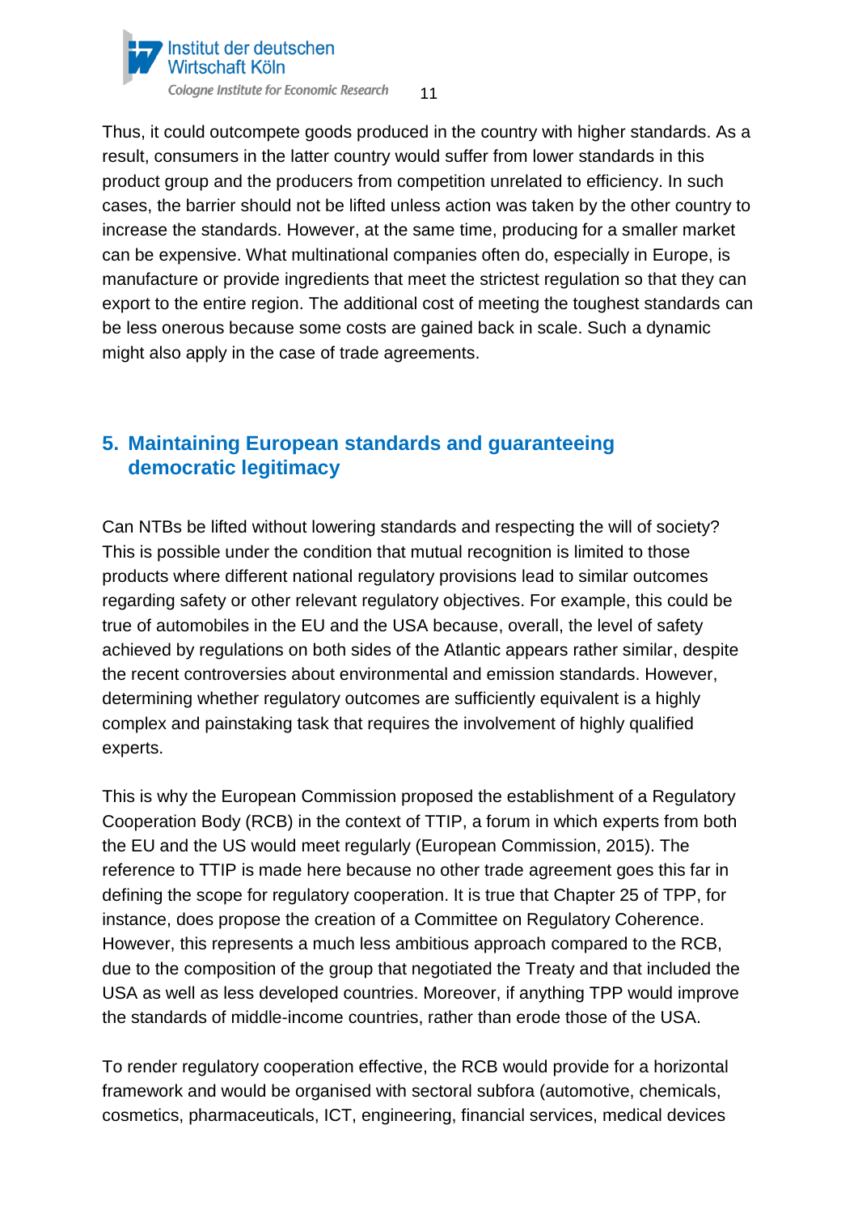Thus, it could outcompete goods produced in the country with higher standards. As a result, consumers in the latter country would suffer from lower standards in this product group and the producers from competition unrelated to efficiency. In such cases, the barrier should not be lifted unless action was taken by the other country to increase the standards. However, at the same time, producing for a smaller market can be expensive. What multinational companies often do, especially in Europe, is manufacture or provide ingredients that meet the strictest regulation so that they can export to the entire region. The additional cost of meeting the toughest standards can be less onerous because some costs are gained back in scale. Such a dynamic might also apply in the case of trade agreements.

## 5. Maintaining European standards and guaranteeing democratic legitimacy

Can NTBs be lifted without lowering standards and respecting the will of society? This is possible under the condition that mutual recognition is limited to those products where different national regulatory provisions lead to similar outcomes regarding safety or other relevant regulatory objectives. For example, this could be true of automobiles in the EU and the USA because, overall, the level of safety achieved by regulations on both sides of the Atlantic appears rather similar, despite the recent controversies about environmental and emission standards. However, determining whether regulatory outcomes are sufficiently equivalent is a highly complex and painstaking task that requires the involvement of highly qualified experts.

This is why the European Commission proposed the establishment of a Regulatory Cooperation Body (RCB) in the context of TTIP, a forum in which experts from both the EU and the US would meet regularly (European Commission, 2015). The reference to TTIP is made here because no other trade agreement goes this far in defining the scope for regulatory cooperation. It is true that Chapter 25 of TPP, for instance, does propose the creation of a Committee on Regulatory Coherence. However, this represents a much less ambitious approach compared to the RCB, due to the composition of the group that negotiated the Treaty and that included the USA as well as less developed countries. Moreover, if anything TPP would improve the standards of middle-income countries, rather than erode those of the USA.

To render regulatory cooperation effective, the RCB would provide for a horizontal framework and would be organised with sectoral subfora (automotive, chemicals, cosmetics, pharmaceuticals, ICT, engineering, financial services, medical devices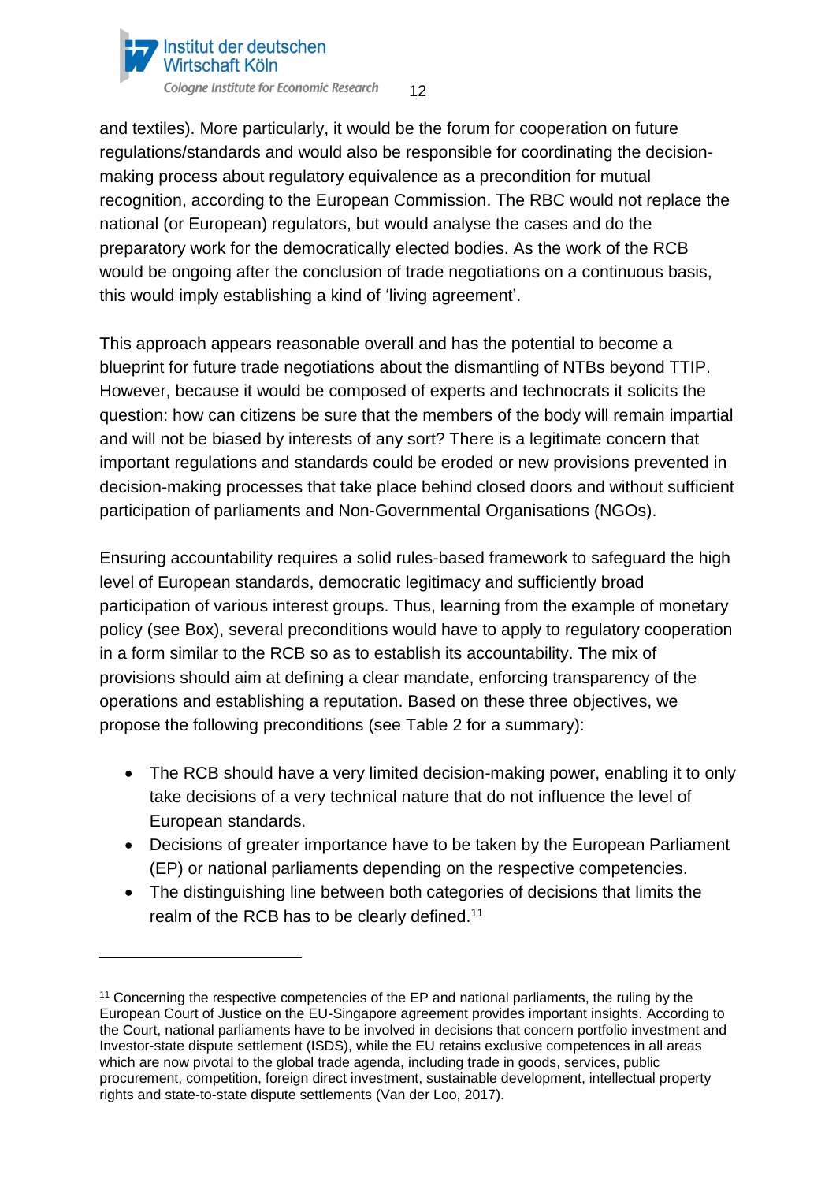and textiles). More particularly, it would be the forum for cooperation on future regulations/standards and would also be responsible for coordinating the decision-making process about regulatory equivalence as a precondition for mutual recognition, according to the European Commission. The RBC would not replace the national (or European) regulators, but would analyse the cases and do the preparatory work for the democratically elected bodies. As the work of the RCB would be ongoing after the conclusion of trade negotiations on a continuous basis, this would imply establishing a kind of 'living agreement'.

This approach appears reasonable overall and has the potential to become a blueprint for future trade negotiations about the dismantling of NTBs beyond TTIP. However, because it would be composed of experts and technocrats it solicits the question: how can citizens be sure that the members of the body will remain impartial and will not be biased by interests of any sort? There is a legitimate concern that important regulations and standards could be eroded or new provisions prevented in decision-making processes that take place behind closed doors and without sufficient participation of parliaments and Non-Governmental Organisations (NGOs).

Ensuring accountability requires a solid rules-based framework to safeguard the high level of European standards, democratic legitimacy and sufficiently broad participation of various interest groups. Thus, learning from the example of monetary policy (see Box), several preconditions would have to apply to regulatory cooperation in a form similar to the RCB so as to establish its accountability. The mix of provisions should aim at defining a clear mandate, enforcing transparency of the operations and establishing a reputation. Based on these three objectives, we propose the following preconditions (see Table 2 for a summary):

- The RCB should have a very limited decision-making power, enabling it to only take decisions of a very technical nature that do not influence the level of European standards.
- Decisions of greater importance have to be taken by the European Parliament (EP) or national parliaments depending on the respective competencies.
- The distinguishing line between both categories of decisions that limits the realm of the RCB has to be clearly defined.[11]

[11] Concerning the respective competencies of the EP and national parliaments, the ruling by the European Court of Justice on the EU-Singapore agreement provides important insights. According to the Court, national parliaments have to be involved in decisions that concern portfolio investment and Investor-state dispute settlement (ISDS), while the EU retains exclusive competences in all areas which are now pivotal to the global trade agenda, including trade in goods, services, public procurement, competition, foreign direct investment, sustainable development, intellectual property rights and state-to-state dispute settlements (Van der Loo, 2017).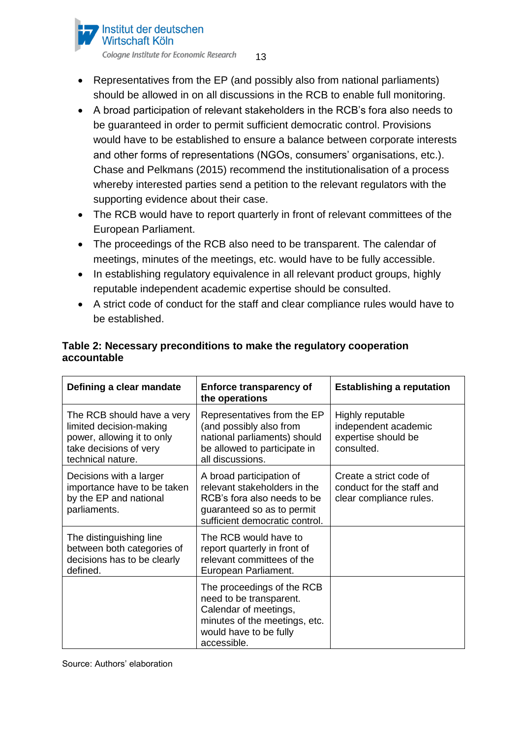- Representatives from the EP (and possibly also from national parliaments) should be allowed in on all discussions in the RCB to enable full monitoring.
- A broad participation of relevant stakeholders in the RCB's fora also needs to be guaranteed in order to permit sufficient democratic control. Provisions would have to be established to ensure a balance between corporate interests and other forms of representations (NGOs, consumers' organisations, etc.). Chase and Pelkmans (2015) recommend the institutionalisation of a process whereby interested parties send a petition to the relevant regulators with the supporting evidence about their case.
- The RCB would have to report quarterly in front of relevant committees of the European Parliament.
- The proceedings of the RCB also need to be transparent. The calendar of meetings, minutes of the meetings, etc. would have to be fully accessible.
- In establishing regulatory equivalence in all relevant product groups, highly reputable independent academic expertise should be consulted.
- A strict code of conduct for the staff and clear compliance rules would have to be established.

**Table 2: Necessary preconditions to make the regulatory cooperation accountable**

| Defining a clear mandate | Enforce transparency of the operations | Establishing a reputation |
|---|---|---|
| The RCB should have a very limited decision-making power, allowing it to only take decisions of very technical nature. | Representatives from the EP (and possibly also from national parliaments) should be allowed to participate in all discussions. | Highly reputable independent academic expertise should be consulted. |
| Decisions with a larger importance have to be taken by the EP and national parliaments. | A broad participation of relevant stakeholders in the RCB's fora also needs to be guaranteed so as to permit sufficient democratic control. | Create a strict code of conduct for the staff and clear compliance rules. |
| The distinguishing line between both categories of decisions has to be clearly defined. | The RCB would have to report quarterly in front of relevant committees of the European Parliament. | |
| | The proceedings of the RCB need to be transparent. Calendar of meetings, minutes of the meetings, etc. would have to be fully accessible. | |

Source: Authors' elaboration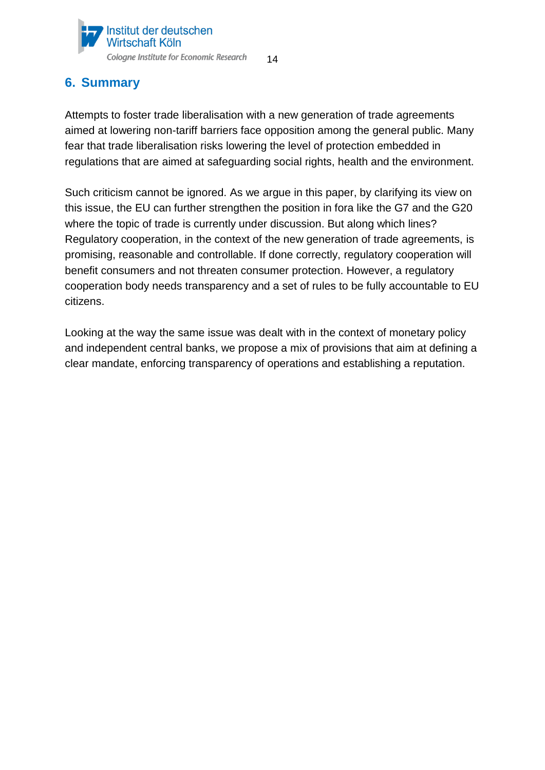## 6. Summary

Attempts to foster trade liberalisation with a new generation of trade agreements aimed at lowering non-tariff barriers face opposition among the general public. Many fear that trade liberalisation risks lowering the level of protection embedded in regulations that are aimed at safeguarding social rights, health and the environment.

Such criticism cannot be ignored. As we argue in this paper, by clarifying its view on this issue, the EU can further strengthen the position in fora like the G7 and the G20 where the topic of trade is currently under discussion. But along which lines? Regulatory cooperation, in the context of the new generation of trade agreements, is promising, reasonable and controllable. If done correctly, regulatory cooperation will benefit consumers and not threaten consumer protection. However, a regulatory cooperation body needs transparency and a set of rules to be fully accountable to EU citizens.

Looking at the way the same issue was dealt with in the context of monetary policy and independent central banks, we propose a mix of provisions that aim at defining a clear mandate, enforcing transparency of operations and establishing a reputation.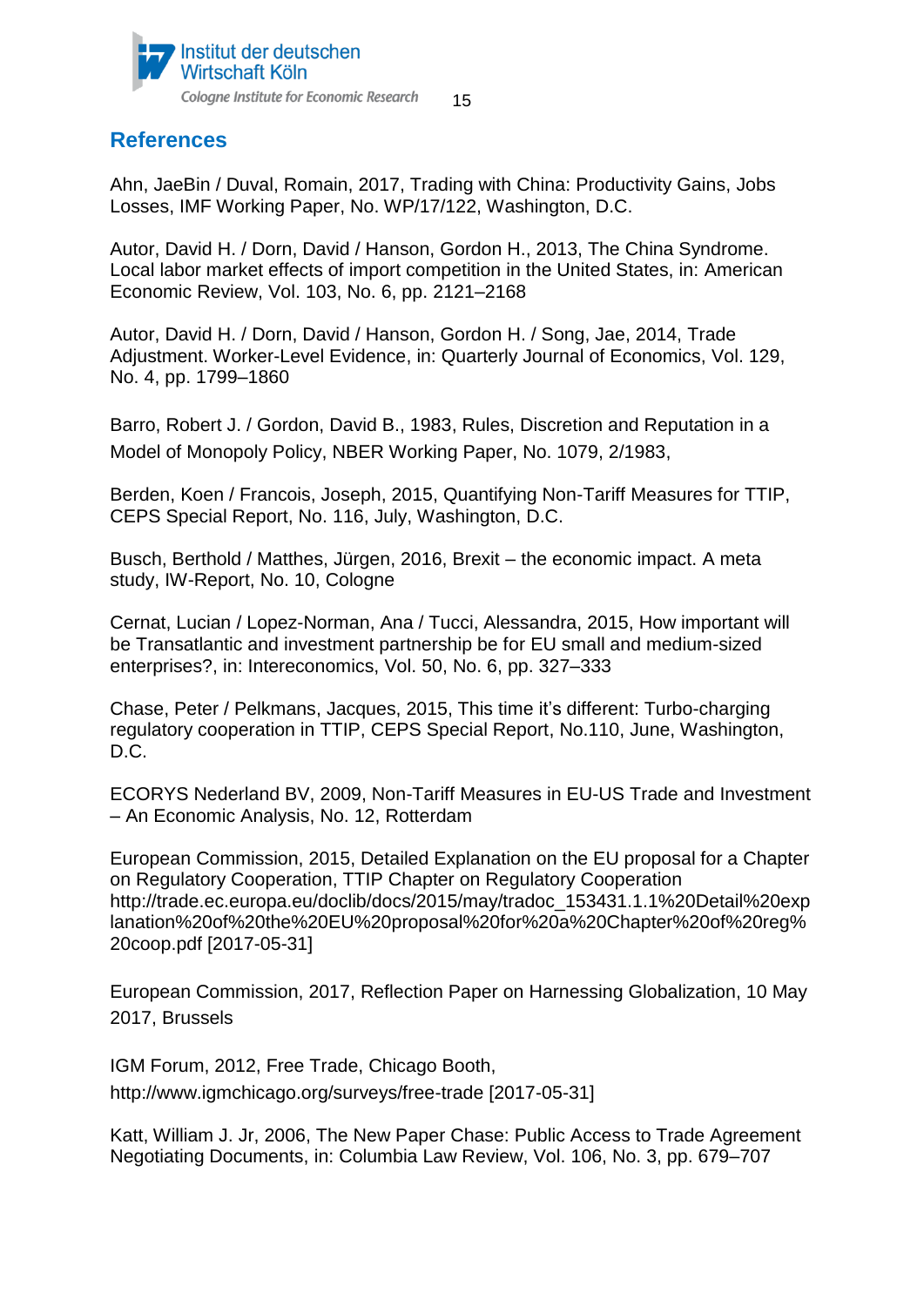## References

Ahn, JaeBin / Duval, Romain, 2017, Trading with China: Productivity Gains, Jobs Losses, IMF Working Paper, No. WP/17/122, Washington, D.C.

Autor, David H. / Dorn, David / Hanson, Gordon H., 2013, The China Syndrome. Local labor market effects of import competition in the United States, in: American Economic Review, Vol. 103, No. 6, pp. 2121–2168

Autor, David H. / Dorn, David / Hanson, Gordon H. / Song, Jae, 2014, Trade Adjustment. Worker-Level Evidence, in: Quarterly Journal of Economics, Vol. 129, No. 4, pp. 1799–1860

Barro, Robert J. / Gordon, David B., 1983, Rules, Discretion and Reputation in a Model of Monopoly Policy, NBER Working Paper, No. 1079, 2/1983,

Berden, Koen / Francois, Joseph, 2015, Quantifying Non-Tariff Measures for TTIP, CEPS Special Report, No. 116, July, Washington, D.C.

Busch, Berthold / Matthes, Jürgen, 2016, Brexit – the economic impact. A meta study, IW-Report, No. 10, Cologne

Cernat, Lucian / Lopez-Norman, Ana / Tucci, Alessandra, 2015, How important will be Transatlantic and investment partnership be for EU small and medium-sized enterprises?, in: Intereconomics, Vol. 50, No. 6, pp. 327–333

Chase, Peter / Pelkmans, Jacques, 2015, This time it's different: Turbo-charging regulatory cooperation in TTIP, CEPS Special Report, No.110, June, Washington, D.C.

ECORYS Nederland BV, 2009, Non-Tariff Measures in EU-US Trade and Investment – An Economic Analysis, No. 12, Rotterdam

European Commission, 2015, Detailed Explanation on the EU proposal for a Chapter on Regulatory Cooperation, TTIP Chapter on Regulatory Cooperation http://trade.ec.europa.eu/doclib/docs/2015/may/tradoc_153431.1.1%20Detail%20explanation%20of%20the%20EU%20proposal%20for%20a%20Chapter%20of%20reg%20coop.pdf [2017-05-31]

European Commission, 2017, Reflection Paper on Harnessing Globalization, 10 May 2017, Brussels

IGM Forum, 2012, Free Trade, Chicago Booth, http://www.igmchicago.org/surveys/free-trade [2017-05-31]

Katt, William J. Jr, 2006, The New Paper Chase: Public Access to Trade Agreement Negotiating Documents, in: Columbia Law Review, Vol. 106, No. 3, pp. 679–707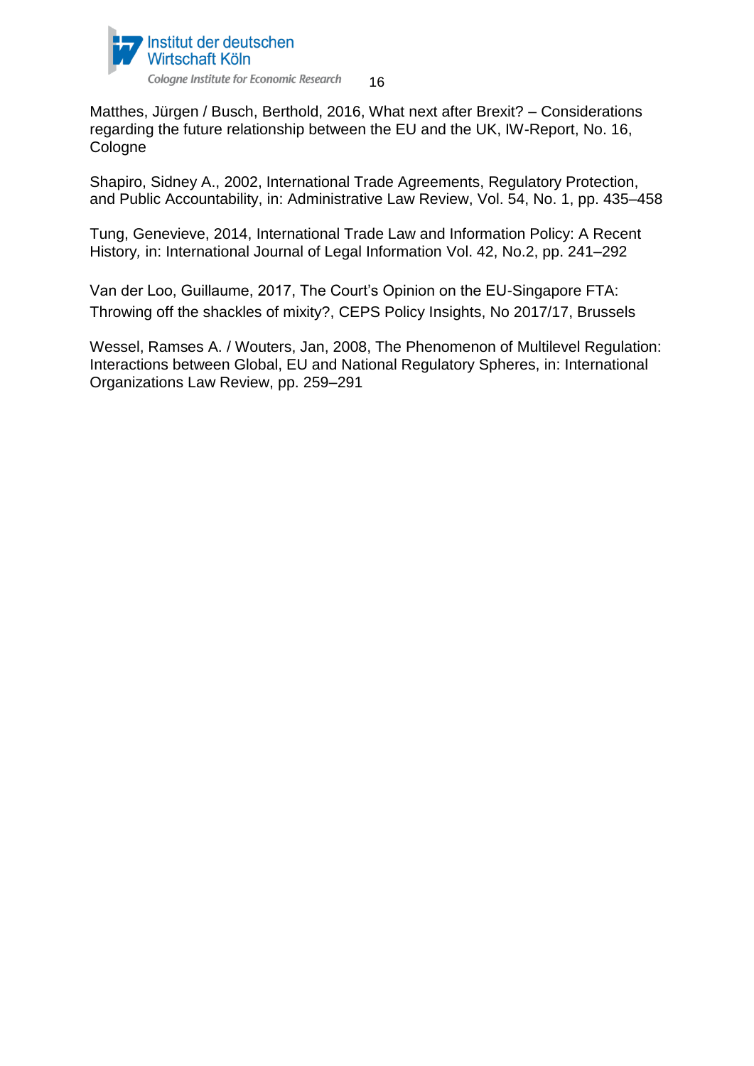Matthes, Jürgen / Busch, Berthold, 2016, What next after Brexit? – Considerations regarding the future relationship between the EU and the UK, IW-Report, No. 16, Cologne

Shapiro, Sidney A., 2002, International Trade Agreements, Regulatory Protection, and Public Accountability, in: Administrative Law Review, Vol. 54, No. 1, pp. 435–458

Tung, Genevieve, 2014, International Trade Law and Information Policy: A Recent History, in: International Journal of Legal Information Vol. 42, No.2, pp. 241–292

Van der Loo, Guillaume, 2017, The Court's Opinion on the EU-Singapore FTA: Throwing off the shackles of mixity?, CEPS Policy Insights, No 2017/17, Brussels

Wessel, Ramses A. / Wouters, Jan, 2008, The Phenomenon of Multilevel Regulation: Interactions between Global, EU and National Regulatory Spheres, in: International Organizations Law Review, pp. 259–291